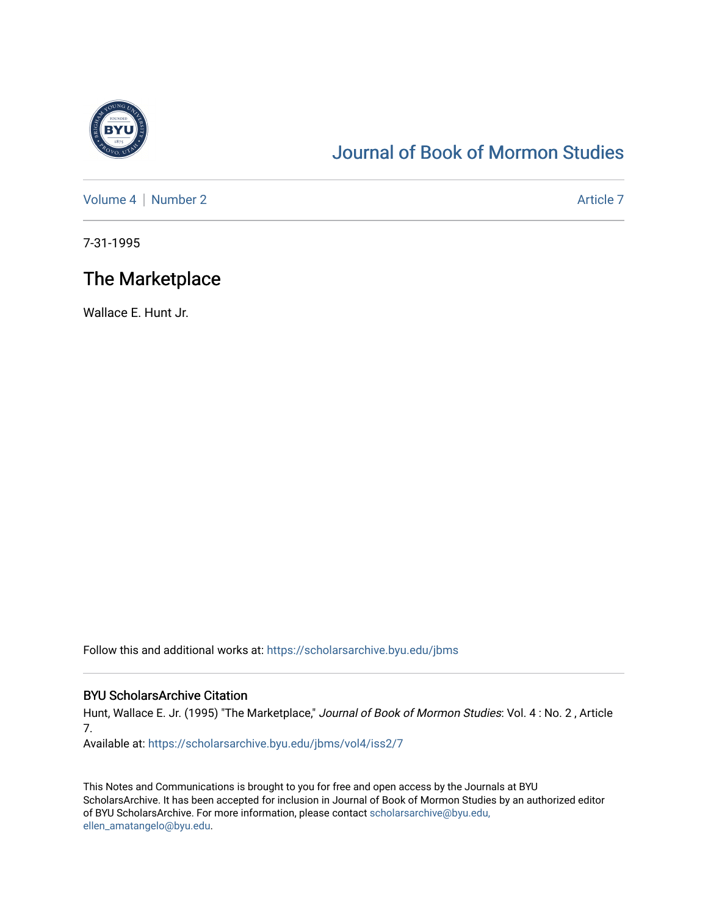# Journal of Book of Mormon Studies

Volume 4 | Number 2 — Article 7

7-31-1995

## The Marketplace

Wallace E. Hunt Jr.

Follow this and additional works at: https://scholarsarchive.byu.edu/jbms

### BYU ScholarsArchive Citation

Hunt, Wallace E. Jr. (1995) "The Marketplace," *Journal of Book of Mormon Studies*: Vol. 4 : No. 2 , Article 7.

Available at: https://scholarsarchive.byu.edu/jbms/vol4/iss2/7

This Notes and Communications is brought to you for free and open access by the Journals at BYU ScholarsArchive. It has been accepted for inclusion in Journal of Book of Mormon Studies by an authorized editor of BYU ScholarsArchive. For more information, please contact scholarsarchive@byu.edu, ellen_amatangelo@byu.edu.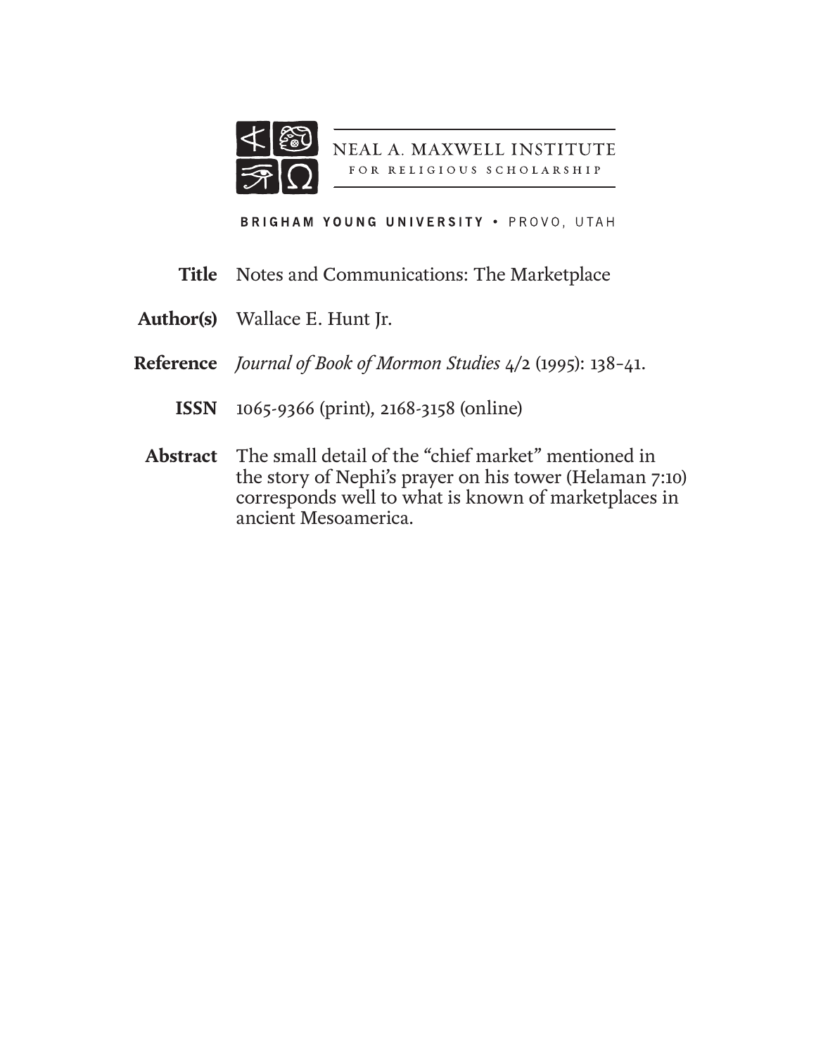NEAL A. MAXWELL INSTITUTE
FOR RELIGIOUS SCHOLARSHIP

BRIGHAM YOUNG UNIVERSITY • PROVO, UTAH

**Title** Notes and Communications: The Marketplace

**Author(s)** Wallace E. Hunt Jr.

**Reference** *Journal of Book of Mormon Studies* 4/2 (1995): 138–41.

**ISSN** 1065-9366 (print), 2168-3158 (online)

**Abstract** The small detail of the "chief market" mentioned in the story of Nephi's prayer on his tower (Helaman 7:10) corresponds well to what is known of marketplaces in ancient Mesoamerica.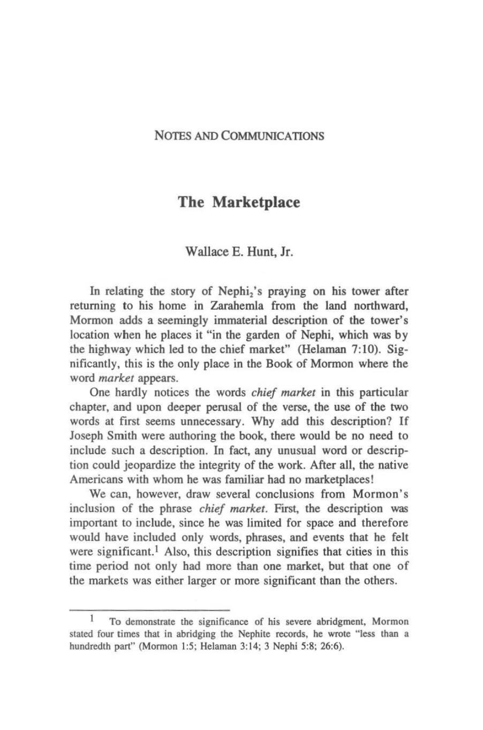Notes and Communications

# The Marketplace

Wallace E. Hunt, Jr.

In relating the story of $Nephi_2$'s praying on his tower after returning to his home in Zarahemla from the land northward, Mormon adds a seemingly immaterial description of the tower's location when he places it "in the garden of Nephi, which was by the highway which led to the chief market" (Helaman 7:10). Significantly, this is the only place in the Book of Mormon where the word *market* appears.

One hardly notices the words *chief market* in this particular chapter, and upon deeper perusal of the verse, the use of the two words at first seems unnecessary. Why add this description? If Joseph Smith were authoring the book, there would be no need to include such a description. In fact, any unusual word or description could jeopardize the integrity of the work. After all, the native Americans with whom he was familiar had no marketplaces!

We can, however, draw several conclusions from Mormon's inclusion of the phrase *chief market*. First, the description was important to include, since he was limited for space and therefore would have included only words, phrases, and events that he felt were significant.[1] Also, this description signifies that cities in this time period not only had more than one market, but that one of the markets was either larger or more significant than the others.

---

[1] To demonstrate the significance of his severe abridgment, Mormon stated four times that in abridging the Nephite records, he wrote "less than a hundredth part" (Mormon 1:5; Helaman 3:14; 3 Nephi 5:8; 26:6).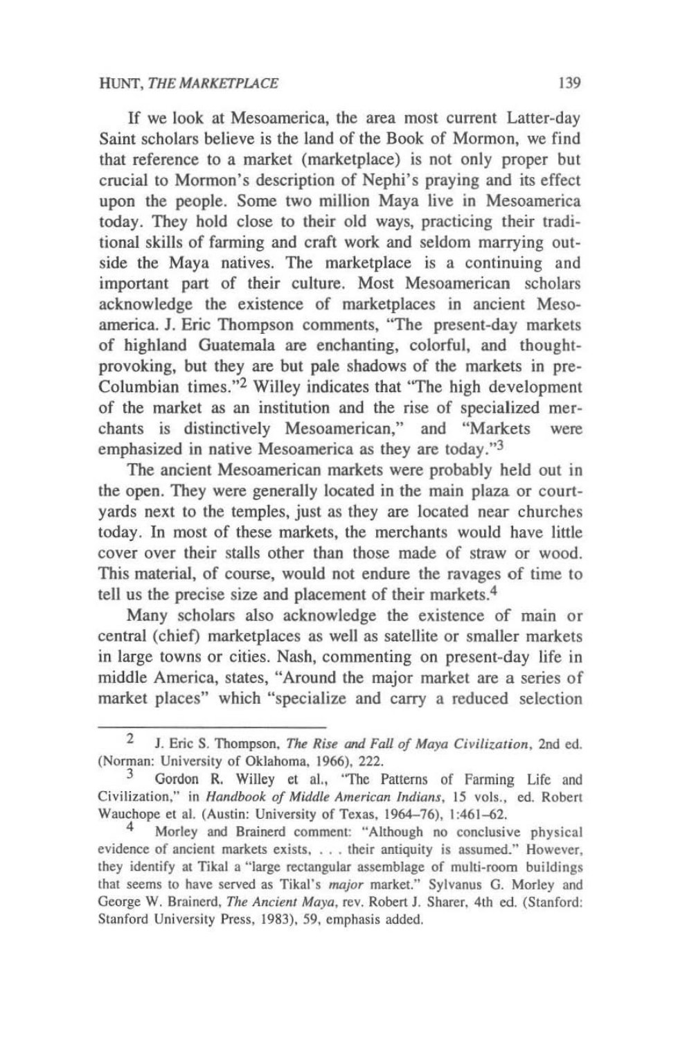If we look at Mesoamerica, the area most current Latter-day Saint scholars believe is the land of the Book of Mormon, we find that reference to a market (marketplace) is not only proper but crucial to Mormon's description of Nephi's praying and its effect upon the people. Some two million Maya live in Mesoamerica today. They hold close to their old ways, practicing their traditional skills of farming and craft work and seldom marrying outside the Maya natives. The marketplace is a continuing and important part of their culture. Most Mesoamerican scholars acknowledge the existence of marketplaces in ancient Mesoamerica. J. Eric Thompson comments, "The present-day markets of highland Guatemala are enchanting, colorful, and thought-provoking, but they are but pale shadows of the markets in pre-Columbian times."[2] Willey indicates that "The high development of the market as an institution and the rise of specialized merchants is distinctively Mesoamerican," and "Markets were emphasized in native Mesoamerica as they are today."[3]

The ancient Mesoamerican markets were probably held out in the open. They were generally located in the main plaza or courtyards next to the temples, just as they are located near churches today. In most of these markets, the merchants would have little cover over their stalls other than those made of straw or wood. This material, of course, would not endure the ravages of time to tell us the precise size and placement of their markets.[4]

Many scholars also acknowledge the existence of main or central (chief) marketplaces as well as satellite or smaller markets in large towns or cities. Nash, commenting on present-day life in middle America, states, "Around the major market are a series of market places" which "specialize and carry a reduced selection

---

[2] J. Eric S. Thompson, *The Rise and Fall of Maya Civilization*, 2nd ed. (Norman: University of Oklahoma, 1966), 222.

[3] Gordon R. Willey et al., "The Patterns of Farming Life and Civilization," in *Handbook of Middle American Indians*, 15 vols., ed. Robert Wauchope et al. (Austin: University of Texas, 1964–76), 1:461–62.

[4] Morley and Brainerd comment: "Although no conclusive physical evidence of ancient markets exists, . . . their antiquity is assumed." However, they identify at Tikal a "large rectangular assemblage of multi-room buildings that seems to have served as Tikal's *major* market." Sylvanus G. Morley and George W. Brainerd, *The Ancient Maya*, rev. Robert J. Sharer, 4th ed. (Stanford: Stanford University Press, 1983), 59, emphasis added.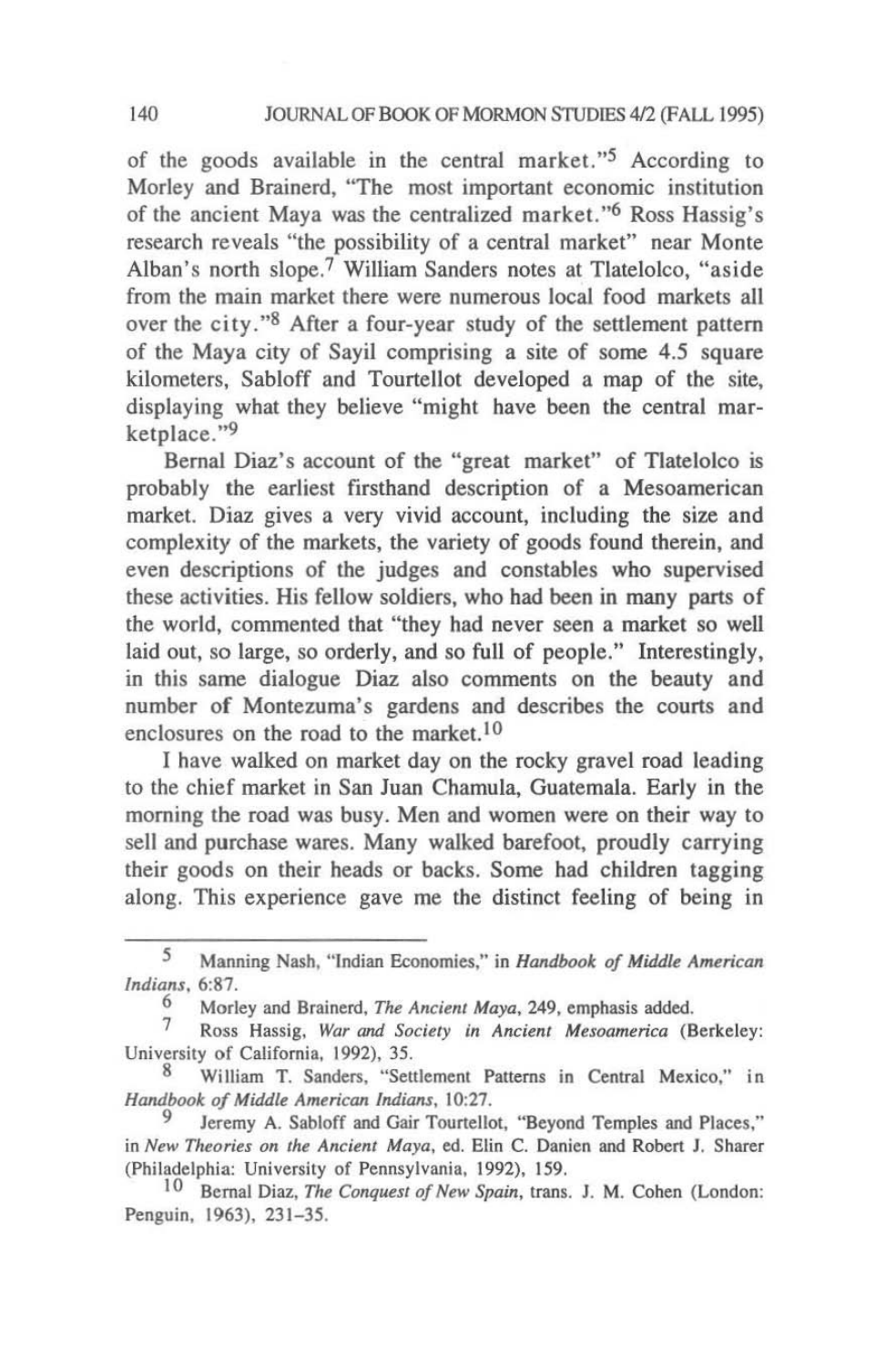of the goods available in the central market."[5] According to Morley and Brainerd, "The most important economic institution of the ancient Maya was the centralized market."[6] Ross Hassig's research reveals "the possibility of a central market" near Monte Alban's north slope.[7] William Sanders notes at Tlatelolco, "aside from the main market there were numerous local food markets all over the city."[8] After a four-year study of the settlement pattern of the Maya city of Sayil comprising a site of some 4.5 square kilometers, Sabloff and Tourtellot developed a map of the site, displaying what they believe "might have been the central marketplace."[9]

Bernal Diaz's account of the "great market" of Tlatelolco is probably the earliest firsthand description of a Mesoamerican market. Diaz gives a very vivid account, including the size and complexity of the markets, the variety of goods found therein, and even descriptions of the judges and constables who supervised these activities. His fellow soldiers, who had been in many parts of the world, commented that "they had never seen a market so well laid out, so large, so orderly, and so full of people." Interestingly, in this same dialogue Diaz also comments on the beauty and number of Montezuma's gardens and describes the courts and enclosures on the road to the market.[10]

I have walked on market day on the rocky gravel road leading to the chief market in San Juan Chamula, Guatemala. Early in the morning the road was busy. Men and women were on their way to sell and purchase wares. Many walked barefoot, proudly carrying their goods on their heads or backs. Some had children tagging along. This experience gave me the distinct feeling of being in

---

[5] Manning Nash, "Indian Economies," in *Handbook of Middle American Indians*, 6:87.

[6] Morley and Brainerd, *The Ancient Maya*, 249, emphasis added.

[7] Ross Hassig, *War and Society in Ancient Mesoamerica* (Berkeley: University of California, 1992), 35.

[8] William T. Sanders, "Settlement Patterns in Central Mexico," in *Handbook of Middle American Indians*, 10:27.

[9] Jeremy A. Sabloff and Gair Tourtellot, "Beyond Temples and Places," in *New Theories on the Ancient Maya*, ed. Elin C. Danien and Robert J. Sharer (Philadelphia: University of Pennsylvania, 1992), 159.

[10] Bernal Diaz, *The Conquest of New Spain*, trans. J. M. Cohen (London: Penguin, 1963), 231–35.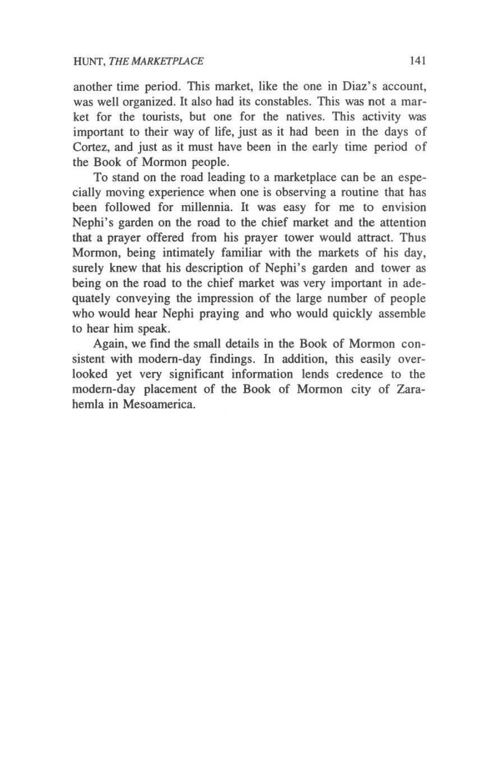another time period. This market, like the one in Diaz's account, was well organized. It also had its constables. This was not a market for the tourists, but one for the natives. This activity was important to their way of life, just as it had been in the days of Cortez, and just as it must have been in the early time period of the Book of Mormon people.

To stand on the road leading to a marketplace can be an especially moving experience when one is observing a routine that has been followed for millennia. It was easy for me to envision Nephi's garden on the road to the chief market and the attention that a prayer offered from his prayer tower would attract. Thus Mormon, being intimately familiar with the markets of his day, surely knew that his description of Nephi's garden and tower as being on the road to the chief market was very important in adequately conveying the impression of the large number of people who would hear Nephi praying and who would quickly assemble to hear him speak.

Again, we find the small details in the Book of Mormon consistent with modern-day findings. In addition, this easily overlooked yet very significant information lends credence to the modern-day placement of the Book of Mormon city of Zarahemla in Mesoamerica.